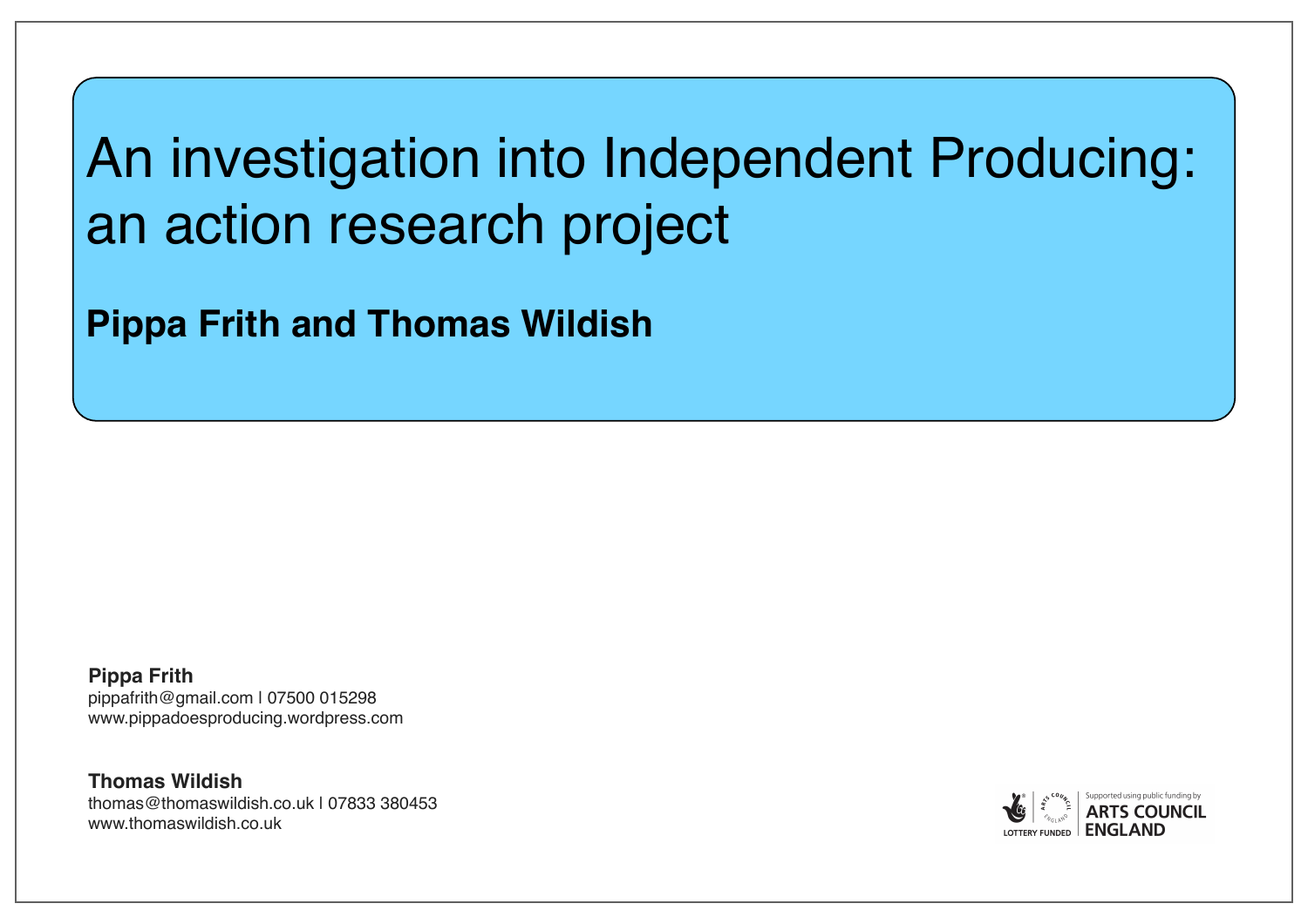# An investigation into Independent Producing: an action research project

**Pippa Frith and Thomas Wildish**

**Pippa Frith**
pippafrith@gmail.com | 07500 015298
www.pippadoesproducing.wordpress.com

**Thomas Wildish**
thomas@thomaswildish.co.uk | 07833 380453
www.thomaswildish.co.uk

LOTTERY FUNDED | Supported using public funding by ARTS COUNCIL ENGLAND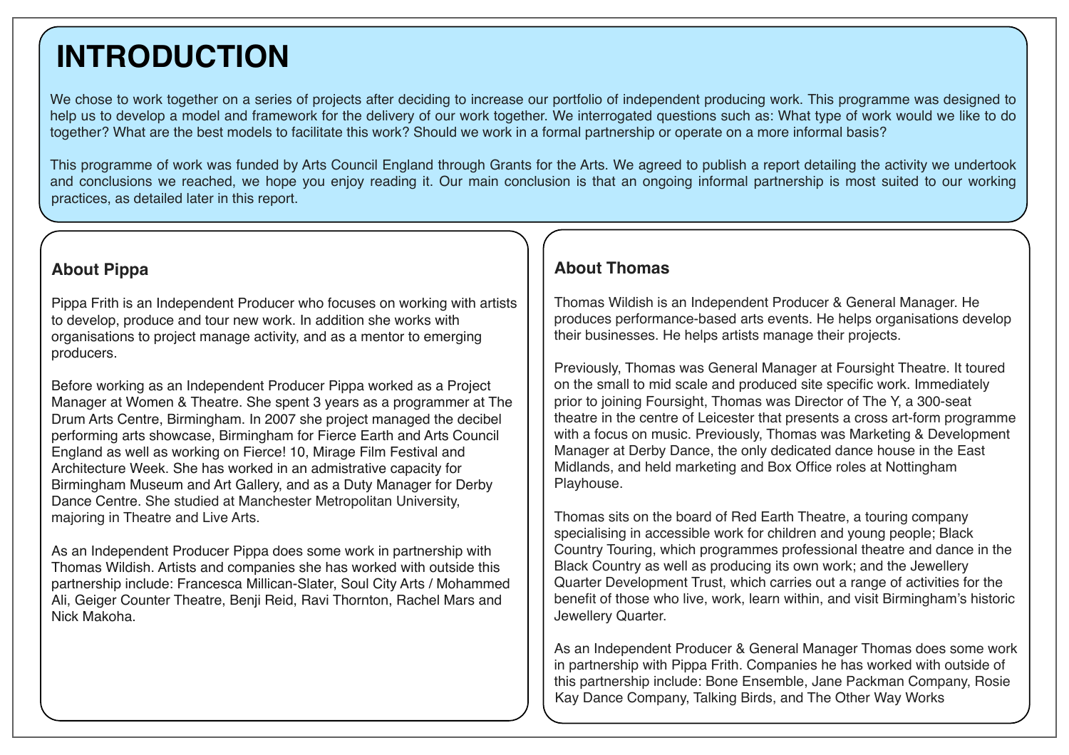# INTRODUCTION

We chose to work together on a series of projects after deciding to increase our portfolio of independent producing work. This programme was designed to help us to develop a model and framework for the delivery of our work together. We interrogated questions such as: What type of work would we like to do together? What are the best models to facilitate this work? Should we work in a formal partnership or operate on a more informal basis?

This programme of work was funded by Arts Council England through Grants for the Arts. We agreed to publish a report detailing the activity we undertook and conclusions we reached, we hope you enjoy reading it. Our main conclusion is that an ongoing informal partnership is most suited to our working practices, as detailed later in this report.

## About Pippa

Pippa Frith is an Independent Producer who focuses on working with artists to develop, produce and tour new work. In addition she works with organisations to project manage activity, and as a mentor to emerging producers.

Before working as an Independent Producer Pippa worked as a Project Manager at Women & Theatre. She spent 3 years as a programmer at The Drum Arts Centre, Birmingham. In 2007 she project managed the decibel performing arts showcase, Birmingham for Fierce Earth and Arts Council England as well as working on Fierce! 10, Mirage Film Festival and Architecture Week. She has worked in an admistrative capacity for Birmingham Museum and Art Gallery, and as a Duty Manager for Derby Dance Centre. She studied at Manchester Metropolitan University, majoring in Theatre and Live Arts.

As an Independent Producer Pippa does some work in partnership with Thomas Wildish. Artists and companies she has worked with outside this partnership include: Francesca Millican-Slater, Soul City Arts / Mohammed Ali, Geiger Counter Theatre, Benji Reid, Ravi Thornton, Rachel Mars and Nick Makoha.

## About Thomas

Thomas Wildish is an Independent Producer & General Manager. He produces performance-based arts events. He helps organisations develop their businesses. He helps artists manage their projects.

Previously, Thomas was General Manager at Foursight Theatre. It toured on the small to mid scale and produced site specific work. Immediately prior to joining Foursight, Thomas was Director of The Y, a 300-seat theatre in the centre of Leicester that presents a cross art-form programme with a focus on music. Previously, Thomas was Marketing & Development Manager at Derby Dance, the only dedicated dance house in the East Midlands, and held marketing and Box Office roles at Nottingham Playhouse.

Thomas sits on the board of Red Earth Theatre, a touring company specialising in accessible work for children and young people; Black Country Touring, which programmes professional theatre and dance in the Black Country as well as producing its own work; and the Jewellery Quarter Development Trust, which carries out a range of activities for the benefit of those who live, work, learn within, and visit Birmingham's historic Jewellery Quarter.

As an Independent Producer & General Manager Thomas does some work in partnership with Pippa Frith. Companies he has worked with outside of this partnership include: Bone Ensemble, Jane Packman Company, Rosie Kay Dance Company, Talking Birds, and The Other Way Works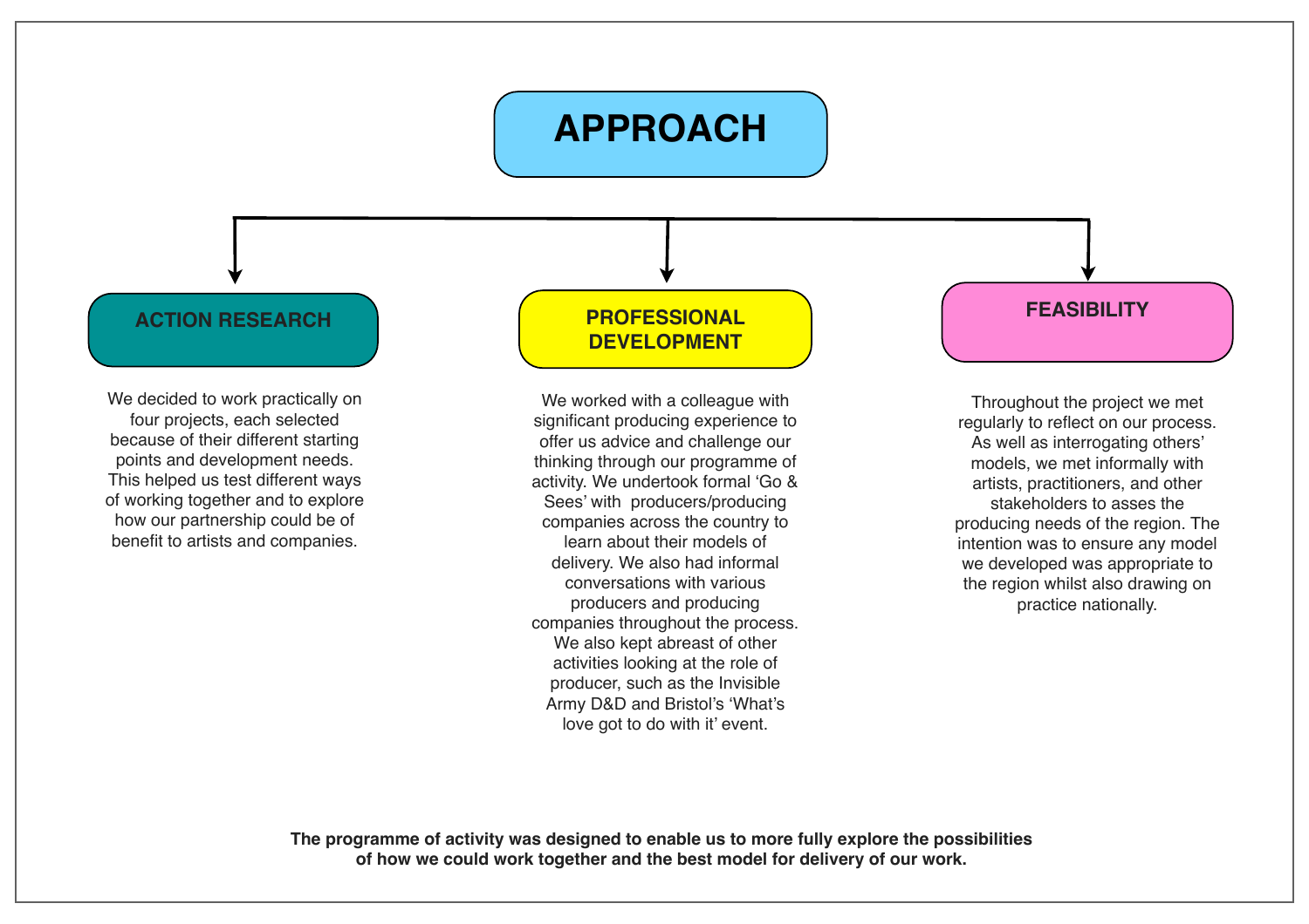# APPROACH

## ACTION RESEARCH

We decided to work practically on four projects, each selected because of their different starting points and development needs. This helped us test different ways of working together and to explore how our partnership could be of benefit to artists and companies.

## PROFESSIONAL DEVELOPMENT

We worked with a colleague with significant producing experience to offer us advice and challenge our thinking through our programme of activity. We undertook formal 'Go & Sees' with producers/producing companies across the country to learn about their models of delivery. We also had informal conversations with various producers and producing companies throughout the process. We also kept abreast of other activities looking at the role of producer, such as the Invisible Army D&D and Bristol's 'What's love got to do with it' event.

## FEASIBILITY

Throughout the project we met regularly to reflect on our process. As well as interrogating others' models, we met informally with artists, practitioners, and other stakeholders to asses the producing needs of the region. The intention was to ensure any model we developed was appropriate to the region whilst also drawing on practice nationally.

**The programme of activity was designed to enable us to more fully explore the possibilities of how we could work together and the best model for delivery of our work.**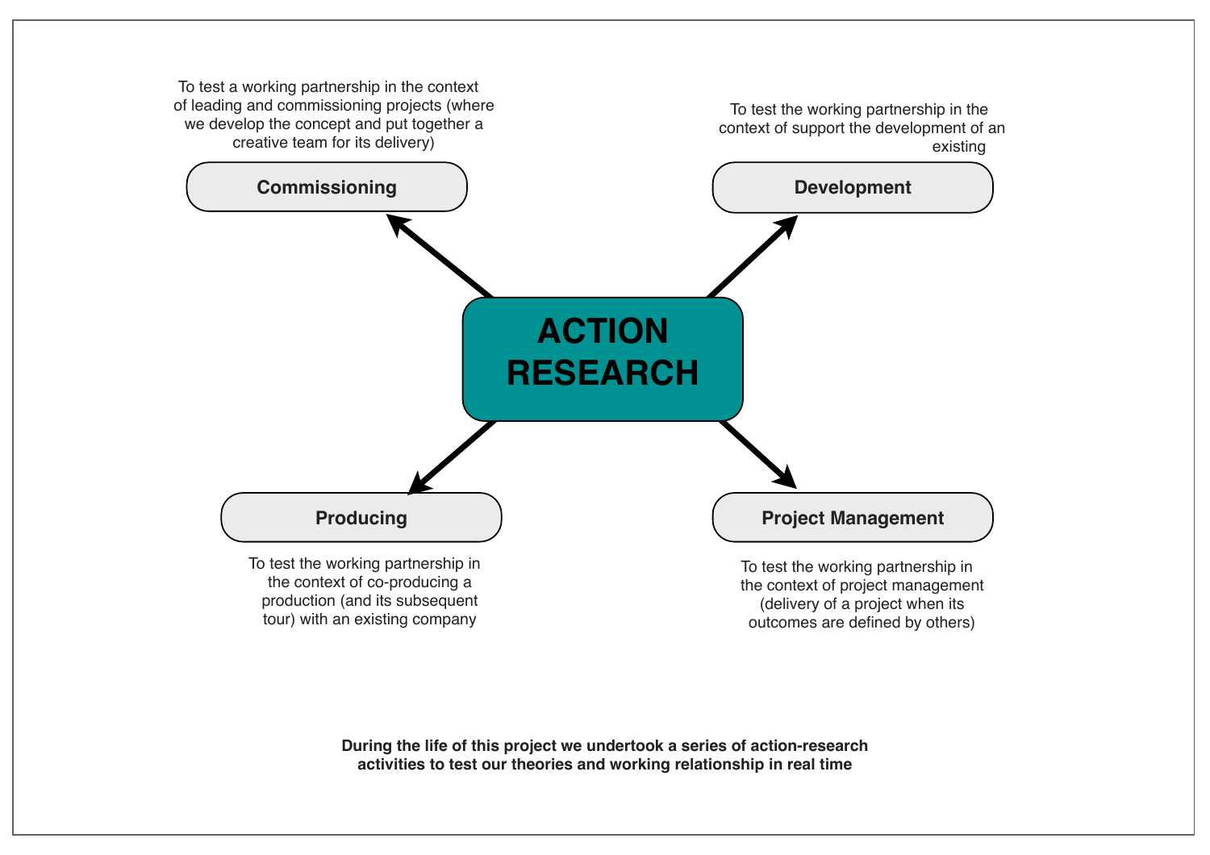# ACTION RESEARCH

**Commissioning**

To test a working partnership in the context of leading and commissioning projects (where we develop the concept and put together a creative team for its delivery)

**Development**

To test the working partnership in the context of support the development of an existing

**Producing**

To test the working partnership in the context of co-producing a production (and its subsequent tour) with an existing company

**Project Management**

To test the working partnership in the context of project management (delivery of a project when its outcomes are defined by others)

**During the life of this project we undertook a series of action-research activities to test our theories and working relationship in real time**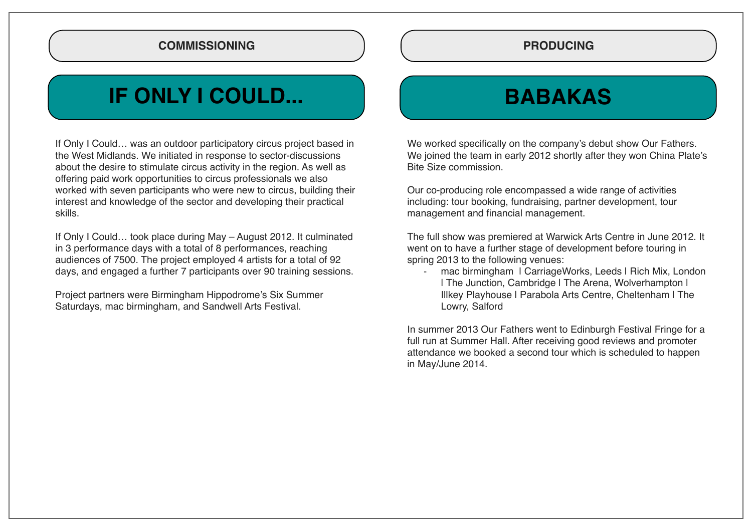## COMMISSIONING

# IF ONLY I COULD...

If Only I Could… was an outdoor participatory circus project based in the West Midlands. We initiated in response to sector-discussions about the desire to stimulate circus activity in the region. As well as offering paid work opportunities to circus professionals we also worked with seven participants who were new to circus, building their interest and knowledge of the sector and developing their practical skills.

If Only I Could… took place during May – August 2012. It culminated in 3 performance days with a total of 8 performances, reaching audiences of 7500. The project employed 4 artists for a total of 92 days, and engaged a further 7 participants over 90 training sessions.

Project partners were Birmingham Hippodrome's Six Summer Saturdays, mac birmingham, and Sandwell Arts Festival.

## PRODUCING

# BABAKAS

We worked specifically on the company's debut show Our Fathers. We joined the team in early 2012 shortly after they won China Plate's Bite Size commission.

Our co-producing role encompassed a wide range of activities including: tour booking, fundraising, partner development, tour management and financial management.

The full show was premiered at Warwick Arts Centre in June 2012. It went on to have a further stage of development before touring in spring 2013 to the following venues:

- mac birmingham | CarriageWorks, Leeds | Rich Mix, London | The Junction, Cambridge | The Arena, Wolverhampton | Illkey Playhouse | Parabola Arts Centre, Cheltenham | The Lowry, Salford

In summer 2013 Our Fathers went to Edinburgh Festival Fringe for a full run at Summer Hall. After receiving good reviews and promoter attendance we booked a second tour which is scheduled to happen in May/June 2014.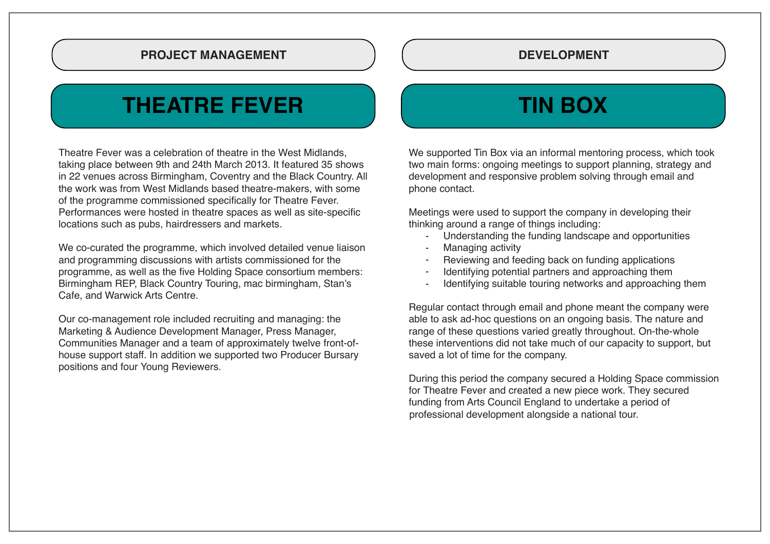## PROJECT MANAGEMENT

# THEATRE FEVER

Theatre Fever was a celebration of theatre in the West Midlands, taking place between 9th and 24th March 2013. It featured 35 shows in 22 venues across Birmingham, Coventry and the Black Country. All the work was from West Midlands based theatre-makers, with some of the programme commissioned specifically for Theatre Fever. Performances were hosted in theatre spaces as well as site-specific locations such as pubs, hairdressers and markets.

We co-curated the programme, which involved detailed venue liaison and programming discussions with artists commissioned for the programme, as well as the five Holding Space consortium members: Birmingham REP, Black Country Touring, mac birmingham, Stan's Cafe, and Warwick Arts Centre.

Our co-management role included recruiting and managing: the Marketing & Audience Development Manager, Press Manager, Communities Manager and a team of approximately twelve front-of-house support staff. In addition we supported two Producer Bursary positions and four Young Reviewers.

## DEVELOPMENT

# TIN BOX

We supported Tin Box via an informal mentoring process, which took two main forms: ongoing meetings to support planning, strategy and development and responsive problem solving through email and phone contact.

Meetings were used to support the company in developing their thinking around a range of things including:

- Understanding the funding landscape and opportunities
- Managing activity
- Reviewing and feeding back on funding applications
- Identifying potential partners and approaching them
- Identifying suitable touring networks and approaching them

Regular contact through email and phone meant the company were able to ask ad-hoc questions on an ongoing basis. The nature and range of these questions varied greatly throughout. On-the-whole these interventions did not take much of our capacity to support, but saved a lot of time for the company.

During this period the company secured a Holding Space commission for Theatre Fever and created a new piece work. They secured funding from Arts Council England to undertake a period of professional development alongside a national tour.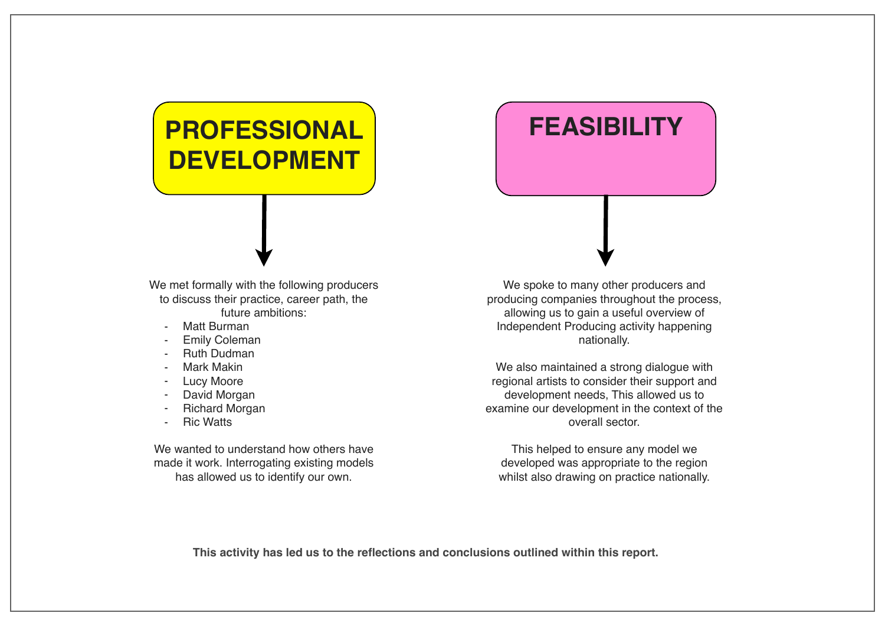## PROFESSIONAL DEVELOPMENT

We met formally with the following producers to discuss their practice, career path, the future ambitions:

- Matt Burman
- Emily Coleman
- Ruth Dudman
- Mark Makin
- Lucy Moore
- David Morgan
- Richard Morgan
- Ric Watts

We wanted to understand how others have made it work. Interrogating existing models has allowed us to identify our own.

## FEASIBILITY

We spoke to many other producers and producing companies throughout the process, allowing us to gain a useful overview of Independent Producing activity happening nationally.

We also maintained a strong dialogue with regional artists to consider their support and development needs, This allowed us to examine our development in the context of the overall sector.

This helped to ensure any model we developed was appropriate to the region whilst also drawing on practice nationally.

**This activity has led us to the reflections and conclusions outlined within this report.**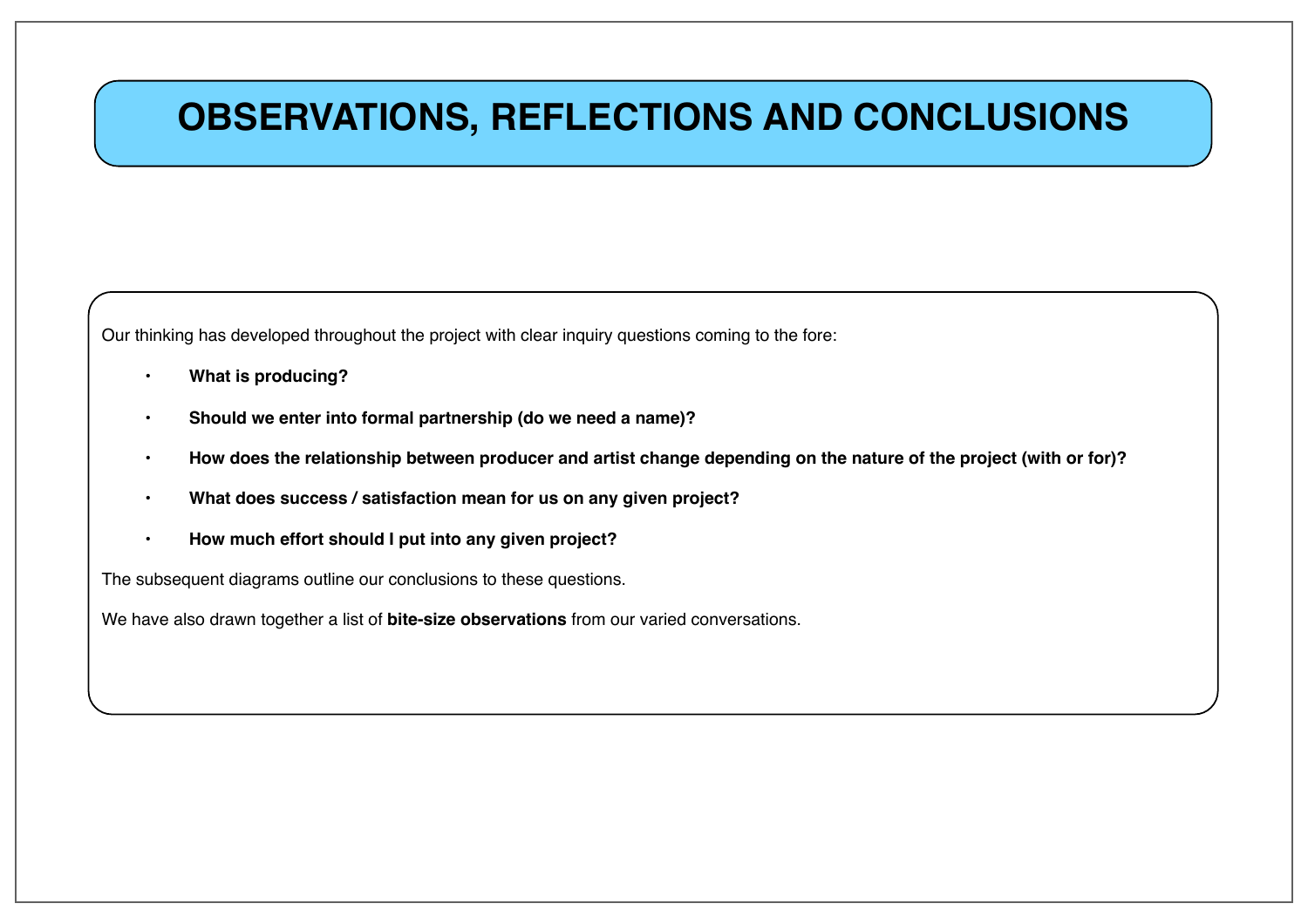# OBSERVATIONS, REFLECTIONS AND CONCLUSIONS

Our thinking has developed throughout the project with clear inquiry questions coming to the fore:

- **What is producing?**
- **Should we enter into formal partnership (do we need a name)?**
- **How does the relationship between producer and artist change depending on the nature of the project (with or for)?**
- **What does success / satisfaction mean for us on any given project?**
- **How much effort should I put into any given project?**

The subsequent diagrams outline our conclusions to these questions.

We have also drawn together a list of **bite-size observations** from our varied conversations.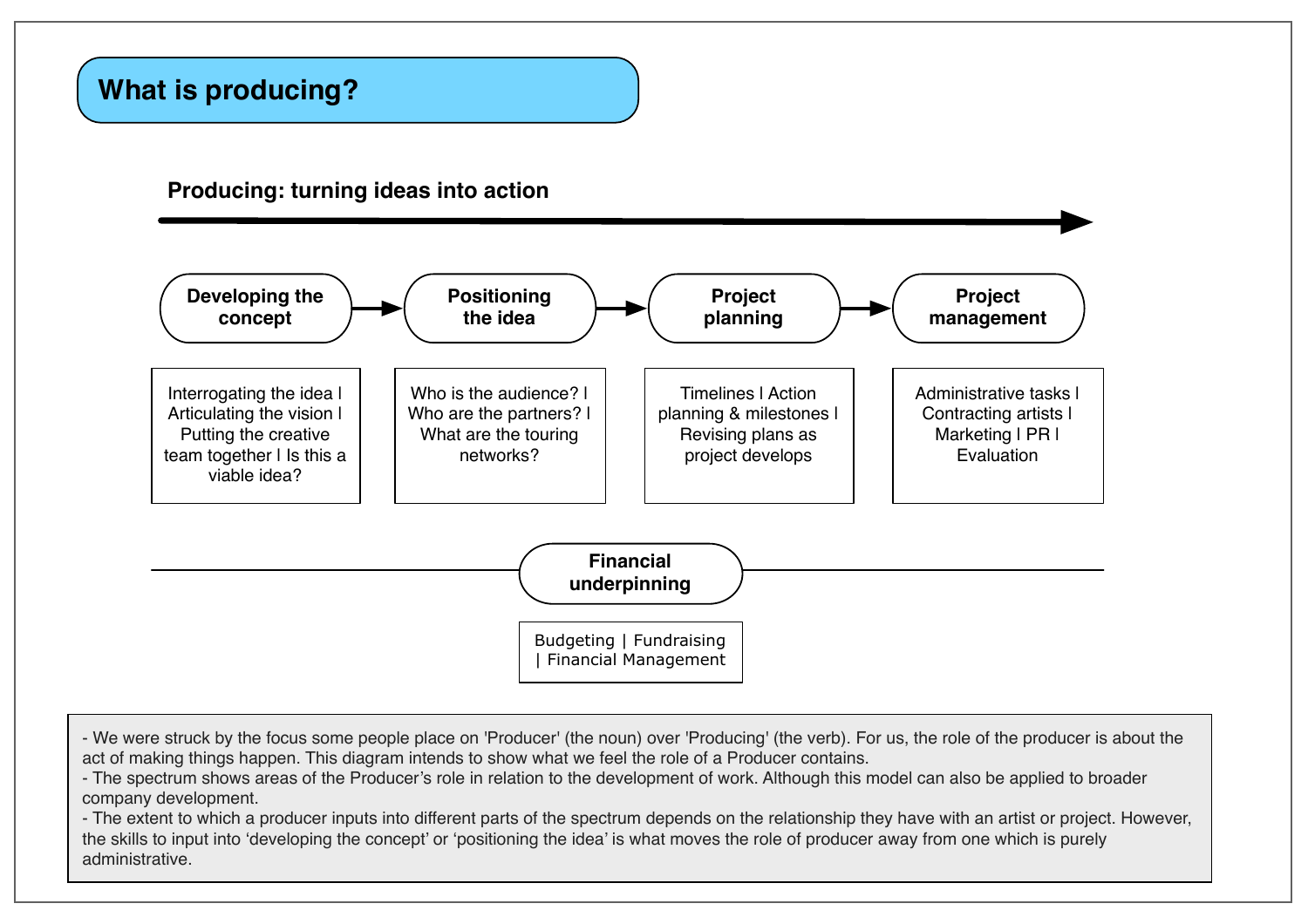# What is producing?

**Producing: turning ideas into action**

**Developing the concept** → **Positioning the idea** → **Project planning** → **Project management**

| Developing the concept | Positioning the idea | Project planning | Project management |
|---|---|---|---|
| Interrogating the idea I Articulating the vision I Putting the creative team together I Is this a viable idea? | Who is the audience? I Who are the partners? I What are the touring networks? | Timelines I Action planning & milestones I Revising plans as project develops | Administrative tasks I Contracting artists I Marketing I PR I Evaluation |

**Financial underpinning**

Budgeting | Fundraising | Financial Management

- We were struck by the focus some people place on 'Producer' (the noun) over 'Producing' (the verb). For us, the role of the producer is about the act of making things happen. This diagram intends to show what we feel the role of a Producer contains.
- The spectrum shows areas of the Producer's role in relation to the development of work. Although this model can also be applied to broader company development.
- The extent to which a producer inputs into different parts of the spectrum depends on the relationship they have with an artist or project. However, the skills to input into 'developing the concept' or 'positioning the idea' is what moves the role of producer away from one which is purely administrative.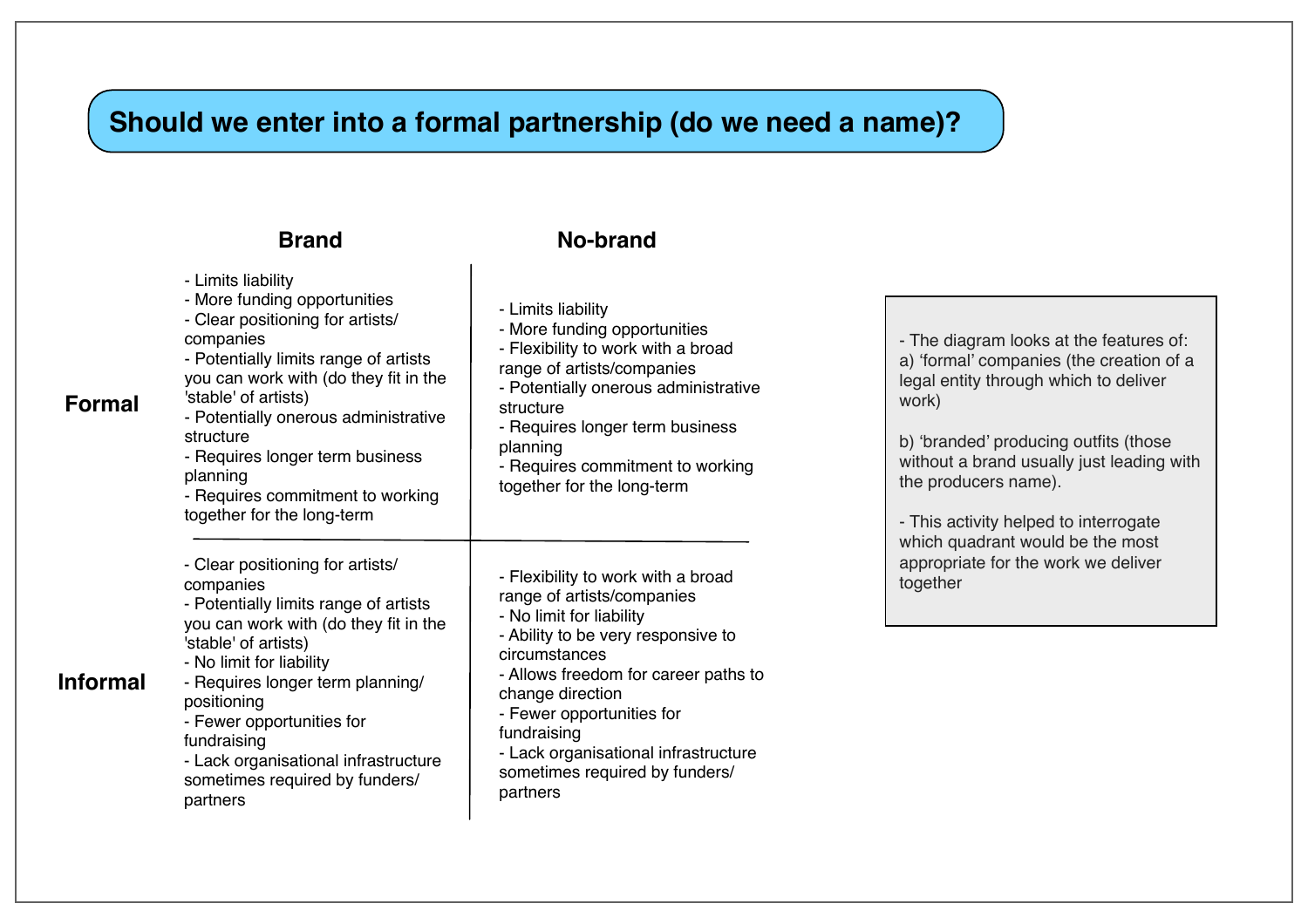## Should we enter into a formal partnership (do we need a name)?

| | **Brand** | **No-brand** |
|---|---|---|
| **Formal** | - Limits liability<br>- More funding opportunities<br>- Clear positioning for artists/ companies<br>- Potentially limits range of artists you can work with (do they fit in the 'stable' of artists)<br>- Potentially onerous administrative structure<br>- Requires longer term business planning<br>- Requires commitment to working together for the long-term | - Limits liability<br>- More funding opportunities<br>- Flexibility to work with a broad range of artists/companies<br>- Potentially onerous administrative structure<br>- Requires longer term business planning<br>- Requires commitment to working together for the long-term |
| **Informal** | - Clear positioning for artists/ companies<br>- Potentially limits range of artists you can work with (do they fit in the 'stable' of artists)<br>- No limit for liability<br>- Requires longer term planning/ positioning<br>- Fewer opportunities for fundraising<br>- Lack organisational infrastructure sometimes required by funders/ partners | - Flexibility to work with a broad range of artists/companies<br>- No limit for liability<br>- Ability to be very responsive to circumstances<br>- Allows freedom for career paths to change direction<br>- Fewer opportunities for fundraising<br>- Lack organisational infrastructure sometimes required by funders/ partners |

- The diagram looks at the features of:
a) 'formal' companies (the creation of a legal entity through which to deliver work)

b) 'branded' producing outfits (those without a brand usually just leading with the producers name).

- This activity helped to interrogate which quadrant would be the most appropriate for the work we deliver together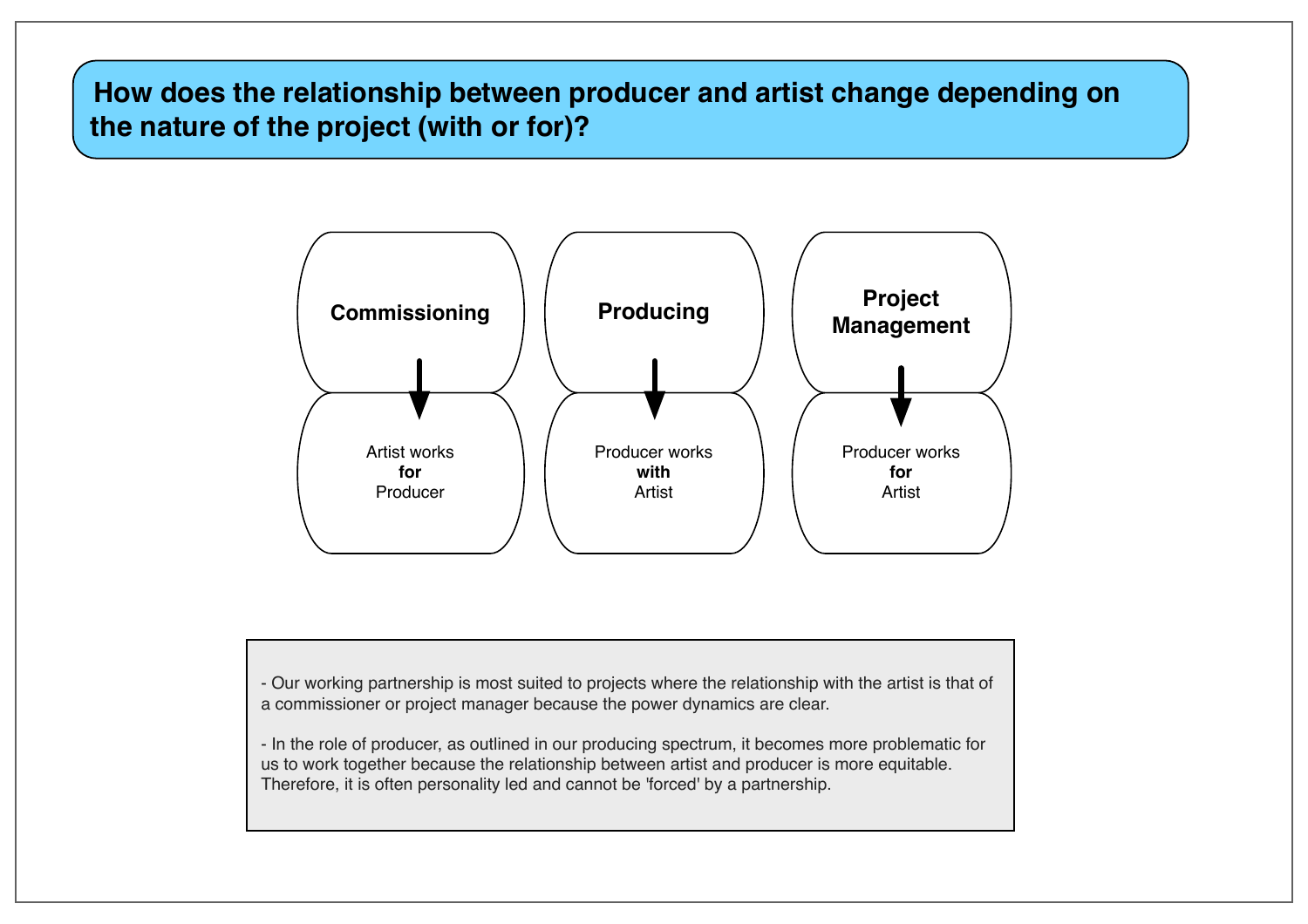# How does the relationship between producer and artist change depending on the nature of the project (with or for)?

**Commissioning**

Artist works **for** Producer

**Producing**

Producer works **with** Artist

**Project Management**

Producer works **for** Artist

- Our working partnership is most suited to projects where the relationship with the artist is that of a commissioner or project manager because the power dynamics are clear.

- In the role of producer, as outlined in our producing spectrum, it becomes more problematic for us to work together because the relationship between artist and producer is more equitable. Therefore, it is often personality led and cannot be 'forced' by a partnership.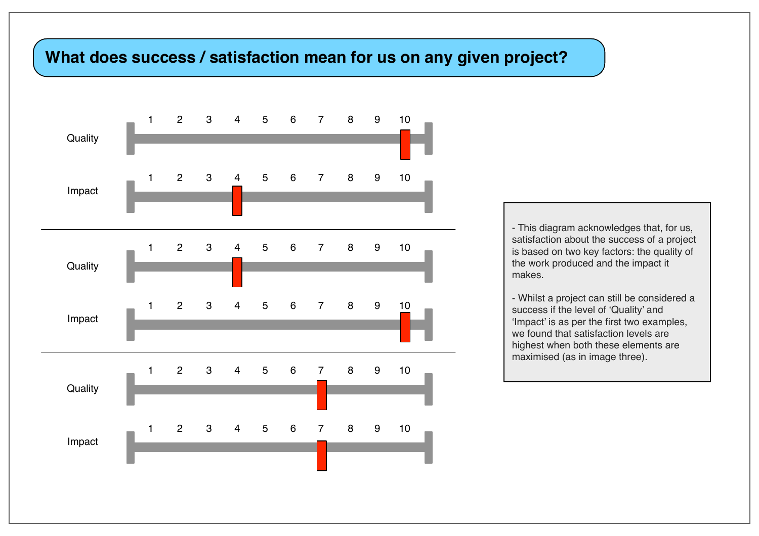## What does success / satisfaction mean for us on any given project?

| | 1 | 2 | 3 | 4 | 5 | 6 | 7 | 8 | 9 | 10 |
|---|---|---|---|---|---|---|---|---|---|---|
| Quality | | | | | | | | | | ■ |
| Impact | | | | ■ | | | | | | |

---

| | 1 | 2 | 3 | 4 | 5 | 6 | 7 | 8 | 9 | 10 |
|---|---|---|---|---|---|---|---|---|---|---|
| Quality | | | | ■ | | | | | | |
| Impact | | | | | | | | | | ■ |

---

| | 1 | 2 | 3 | 4 | 5 | 6 | 7 | 8 | 9 | 10 |
|---|---|---|---|---|---|---|---|---|---|---|
| Quality | | | | | | | ■ | | | |
| Impact | | | | | | | ■ | | | |

- This diagram acknowledges that, for us, satisfaction about the success of a project is based on two key factors: the quality of the work produced and the impact it makes.

- Whilst a project can still be considered a success if the level of 'Quality' and 'Impact' is as per the first two examples, we found that satisfaction levels are highest when both these elements are maximised (as in image three).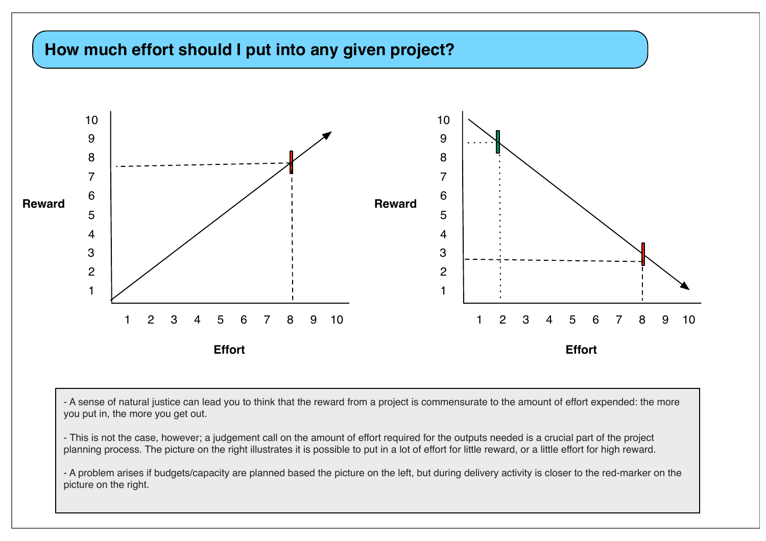## How much effort should I put into any given project?

- A sense of natural justice can lead you to think that the reward from a project is commensurate to the amount of effort expended: the more you put in, the more you get out.

- This is not the case, however; a judgement call on the amount of effort required for the outputs needed is a crucial part of the project planning process. The picture on the right illustrates it is possible to put in a lot of effort for little reward, or a little effort for high reward.

- A problem arises if budgets/capacity are planned based the picture on the left, but during delivery activity is closer to the red-marker on the picture on the right.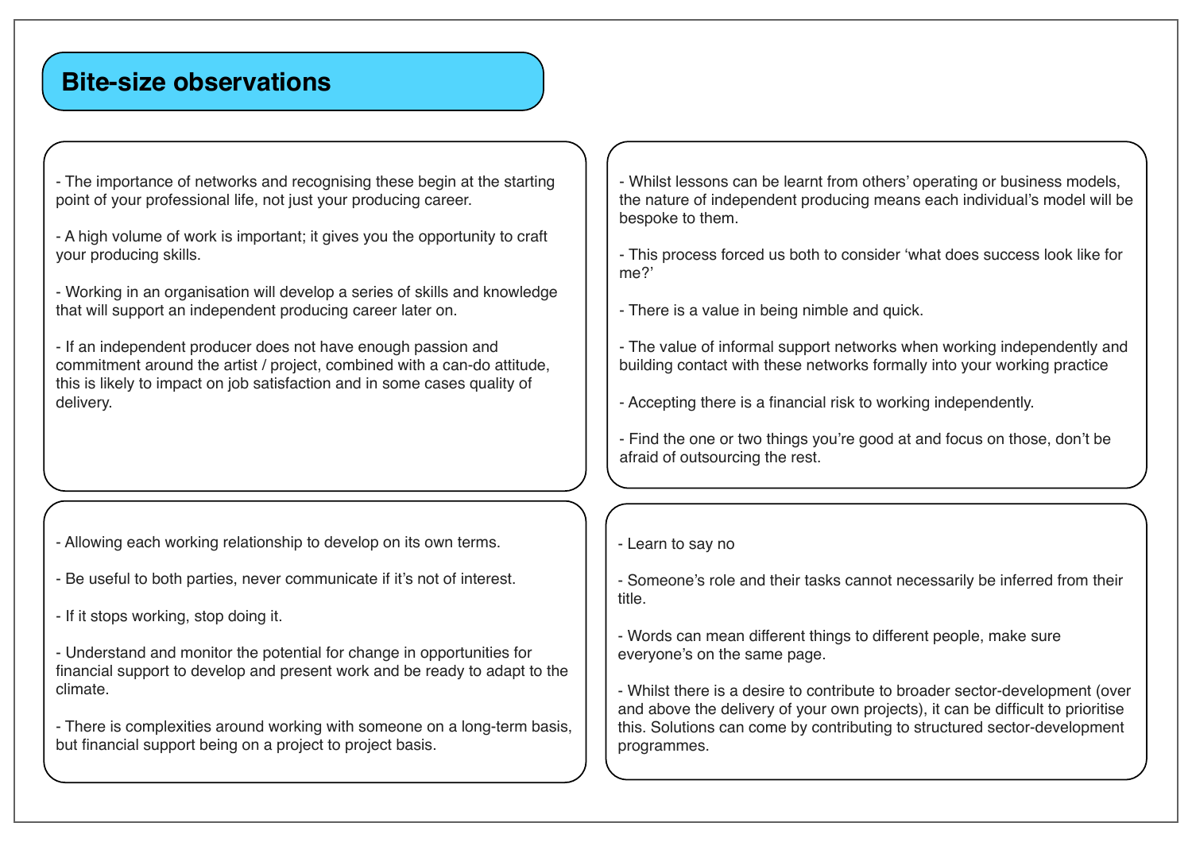## Bite-size observations

- The importance of networks and recognising these begin at the starting point of your professional life, not just your producing career.

- A high volume of work is important; it gives you the opportunity to craft your producing skills.

- Working in an organisation will develop a series of skills and knowledge that will support an independent producing career later on.

- If an independent producer does not have enough passion and commitment around the artist / project, combined with a can-do attitude, this is likely to impact on job satisfaction and in some cases quality of delivery.

- Whilst lessons can be learnt from others' operating or business models, the nature of independent producing means each individual's model will be bespoke to them.

- This process forced us both to consider 'what does success look like for me?'

- There is a value in being nimble and quick.

- The value of informal support networks when working independently and building contact with these networks formally into your working practice

- Accepting there is a financial risk to working independently.

- Find the one or two things you're good at and focus on those, don't be afraid of outsourcing the rest.

- Allowing each working relationship to develop on its own terms.

- Be useful to both parties, never communicate if it's not of interest.

- If it stops working, stop doing it.

- Understand and monitor the potential for change in opportunities for financial support to develop and present work and be ready to adapt to the climate.

- There is complexities around working with someone on a long-term basis, but financial support being on a project to project basis.

- Learn to say no

- Someone's role and their tasks cannot necessarily be inferred from their title.

- Words can mean different things to different people, make sure everyone's on the same page.

- Whilst there is a desire to contribute to broader sector-development (over and above the delivery of your own projects), it can be difficult to prioritise this. Solutions can come by contributing to structured sector-development programmes.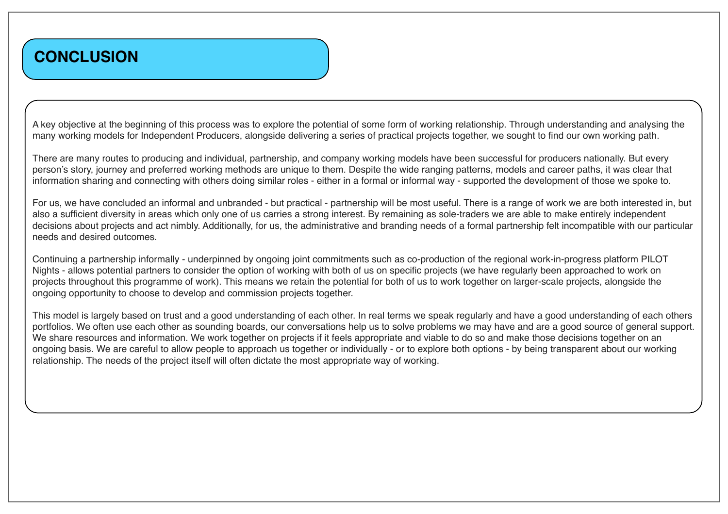# CONCLUSION

A key objective at the beginning of this process was to explore the potential of some form of working relationship. Through understanding and analysing the many working models for Independent Producers, alongside delivering a series of practical projects together, we sought to find our own working path.

There are many routes to producing and individual, partnership, and company working models have been successful for producers nationally. But every person's story, journey and preferred working methods are unique to them. Despite the wide ranging patterns, models and career paths, it was clear that information sharing and connecting with others doing similar roles - either in a formal or informal way - supported the development of those we spoke to.

For us, we have concluded an informal and unbranded - but practical - partnership will be most useful. There is a range of work we are both interested in, but also a sufficient diversity in areas which only one of us carries a strong interest. By remaining as sole-traders we are able to make entirely independent decisions about projects and act nimbly. Additionally, for us, the administrative and branding needs of a formal partnership felt incompatible with our particular needs and desired outcomes.

Continuing a partnership informally - underpinned by ongoing joint commitments such as co-production of the regional work-in-progress platform PILOT Nights - allows potential partners to consider the option of working with both of us on specific projects (we have regularly been approached to work on projects throughout this programme of work). This means we retain the potential for both of us to work together on larger-scale projects, alongside the ongoing opportunity to choose to develop and commission projects together.

This model is largely based on trust and a good understanding of each other. In real terms we speak regularly and have a good understanding of each others portfolios. We often use each other as sounding boards, our conversations help us to solve problems we may have and are a good source of general support. We share resources and information. We work together on projects if it feels appropriate and viable to do so and make those decisions together on an ongoing basis. We are careful to allow people to approach us together or individually - or to explore both options - by being transparent about our working relationship. The needs of the project itself will often dictate the most appropriate way of working.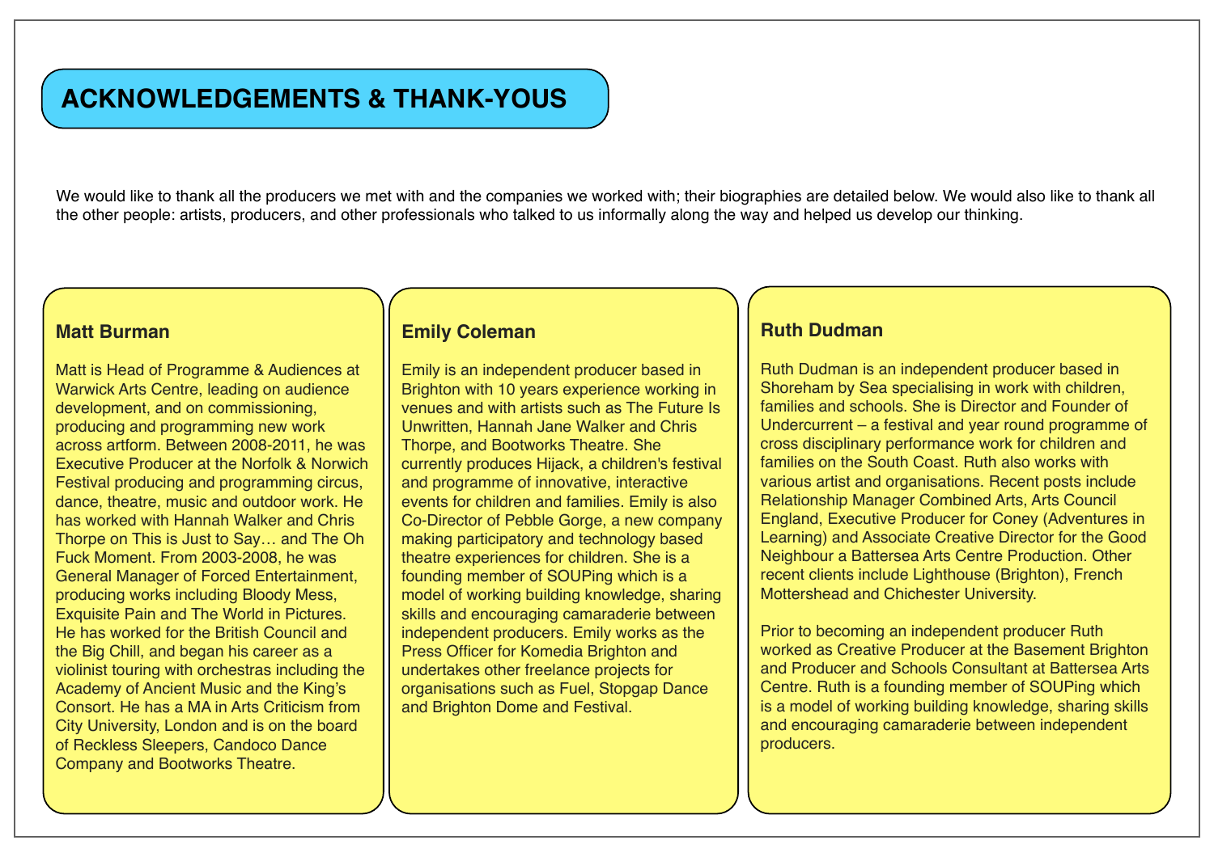# ACKNOWLEDGEMENTS & THANK-YOUS

We would like to thank all the producers we met with and the companies we worked with; their biographies are detailed below. We would also like to thank all the other people: artists, producers, and other professionals who talked to us informally along the way and helped us develop our thinking.

### Matt Burman

Matt is Head of Programme & Audiences at Warwick Arts Centre, leading on audience development, and on commissioning, producing and programming new work across artform. Between 2008-2011, he was Executive Producer at the Norfolk & Norwich Festival producing and programming circus, dance, theatre, music and outdoor work. He has worked with Hannah Walker and Chris Thorpe on This is Just to Say… and The Oh Fuck Moment. From 2003-2008, he was General Manager of Forced Entertainment, producing works including Bloody Mess, Exquisite Pain and The World in Pictures. He has worked for the British Council and the Big Chill, and began his career as a violinist touring with orchestras including the Academy of Ancient Music and the King's Consort. He has a MA in Arts Criticism from City University, London and is on the board of Reckless Sleepers, Candoco Dance Company and Bootworks Theatre.

### Emily Coleman

Emily is an independent producer based in Brighton with 10 years experience working in venues and with artists such as The Future Is Unwritten, Hannah Jane Walker and Chris Thorpe, and Bootworks Theatre. She currently produces Hijack, a children's festival and programme of innovative, interactive events for children and families. Emily is also Co-Director of Pebble Gorge, a new company making participatory and technology based theatre experiences for children. She is a founding member of SOUPing which is a model of working building knowledge, sharing skills and encouraging camaraderie between independent producers. Emily works as the Press Officer for Komedia Brighton and undertakes other freelance projects for organisations such as Fuel, Stopgap Dance and Brighton Dome and Festival.

### Ruth Dudman

Ruth Dudman is an independent producer based in Shoreham by Sea specialising in work with children, families and schools. She is Director and Founder of Undercurrent – a festival and year round programme of cross disciplinary performance work for children and families on the South Coast. Ruth also works with various artist and organisations. Recent posts include Relationship Manager Combined Arts, Arts Council England, Executive Producer for Coney (Adventures in Learning) and Associate Creative Director for the Good Neighbour a Battersea Arts Centre Production. Other recent clients include Lighthouse (Brighton), French Mottershead and Chichester University.

Prior to becoming an independent producer Ruth worked as Creative Producer at the Basement Brighton and Producer and Schools Consultant at Battersea Arts Centre. Ruth is a founding member of SOUPing which is a model of working building knowledge, sharing skills and encouraging camaraderie between independent producers.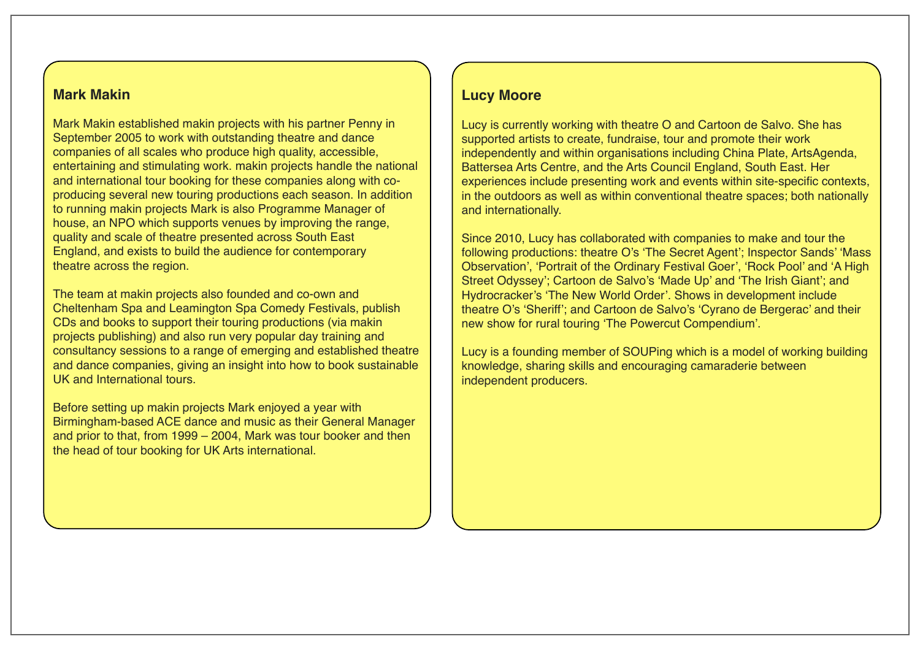## Mark Makin

Mark Makin established makin projects with his partner Penny in September 2005 to work with outstanding theatre and dance companies of all scales who produce high quality, accessible, entertaining and stimulating work. makin projects handle the national and international tour booking for these companies along with co-producing several new touring productions each season. In addition to running makin projects Mark is also Programme Manager of house, an NPO which supports venues by improving the range, quality and scale of theatre presented across South East England, and exists to build the audience for contemporary theatre across the region.

The team at makin projects also founded and co-own and Cheltenham Spa and Leamington Spa Comedy Festivals, publish CDs and books to support their touring productions (via makin projects publishing) and also run very popular day training and consultancy sessions to a range of emerging and established theatre and dance companies, giving an insight into how to book sustainable UK and International tours.

Before setting up makin projects Mark enjoyed a year with Birmingham-based ACE dance and music as their General Manager and prior to that, from 1999 – 2004, Mark was tour booker and then the head of tour booking for UK Arts international.

## Lucy Moore

Lucy is currently working with theatre O and Cartoon de Salvo. She has supported artists to create, fundraise, tour and promote their work independently and within organisations including China Plate, ArtsAgenda, Battersea Arts Centre, and the Arts Council England, South East. Her experiences include presenting work and events within site-specific contexts, in the outdoors as well as within conventional theatre spaces; both nationally and internationally.

Since 2010, Lucy has collaborated with companies to make and tour the following productions: theatre O's 'The Secret Agent'; Inspector Sands' 'Mass Observation', 'Portrait of the Ordinary Festival Goer', 'Rock Pool' and 'A High Street Odyssey'; Cartoon de Salvo's 'Made Up' and 'The Irish Giant'; and Hydrocracker's 'The New World Order'. Shows in development include theatre O's 'Sheriff'; and Cartoon de Salvo's 'Cyrano de Bergerac' and their new show for rural touring 'The Powercut Compendium'.

Lucy is a founding member of SOUPing which is a model of working building knowledge, sharing skills and encouraging camaraderie between independent producers.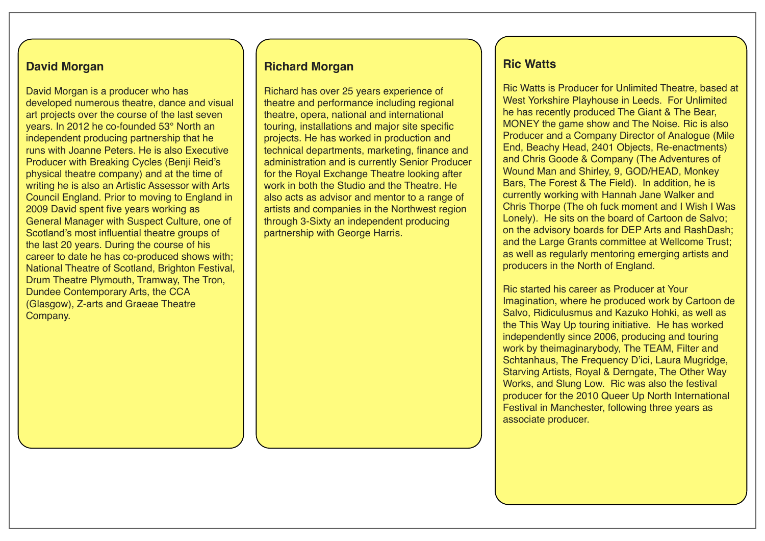## David Morgan

David Morgan is a producer who has developed numerous theatre, dance and visual art projects over the course of the last seven years. In 2012 he co-founded 53° North an independent producing partnership that he runs with Joanne Peters. He is also Executive Producer with Breaking Cycles (Benji Reid's physical theatre company) and at the time of writing he is also an Artistic Assessor with Arts Council England. Prior to moving to England in 2009 David spent five years working as General Manager with Suspect Culture, one of Scotland's most influential theatre groups of the last 20 years. During the course of his career to date he has co-produced shows with; National Theatre of Scotland, Brighton Festival, Drum Theatre Plymouth, Tramway, The Tron, Dundee Contemporary Arts, the CCA (Glasgow), Z-arts and Graeae Theatre Company.

## Richard Morgan

Richard has over 25 years experience of theatre and performance including regional theatre, opera, national and international touring, installations and major site specific projects. He has worked in production and technical departments, marketing, finance and administration and is currently Senior Producer for the Royal Exchange Theatre looking after work in both the Studio and the Theatre. He also acts as advisor and mentor to a range of artists and companies in the Northwest region through 3-Sixty an independent producing partnership with George Harris.

## Ric Watts

Ric Watts is Producer for Unlimited Theatre, based at West Yorkshire Playhouse in Leeds. For Unlimited he has recently produced The Giant & The Bear, MONEY the game show and The Noise. Ric is also Producer and a Company Director of Analogue (Mile End, Beachy Head, 2401 Objects, Re-enactments) and Chris Goode & Company (The Adventures of Wound Man and Shirley, 9, GOD/HEAD, Monkey Bars, The Forest & The Field). In addition, he is currently working with Hannah Jane Walker and Chris Thorpe (The oh fuck moment and I Wish I Was Lonely). He sits on the board of Cartoon de Salvo; on the advisory boards for DEP Arts and RashDash; and the Large Grants committee at Wellcome Trust; as well as regularly mentoring emerging artists and producers in the North of England.

Ric started his career as Producer at Your Imagination, where he produced work by Cartoon de Salvo, Ridiculusmus and Kazuko Hohki, as well as the This Way Up touring initiative. He has worked independently since 2006, producing and touring work by theimaginarybody, The TEAM, Filter and Schtanhaus, The Frequency D'ici, Laura Mugridge, Starving Artists, Royal & Derngate, The Other Way Works, and Slung Low. Ric was also the festival producer for the 2010 Queer Up North International Festival in Manchester, following three years as associate producer.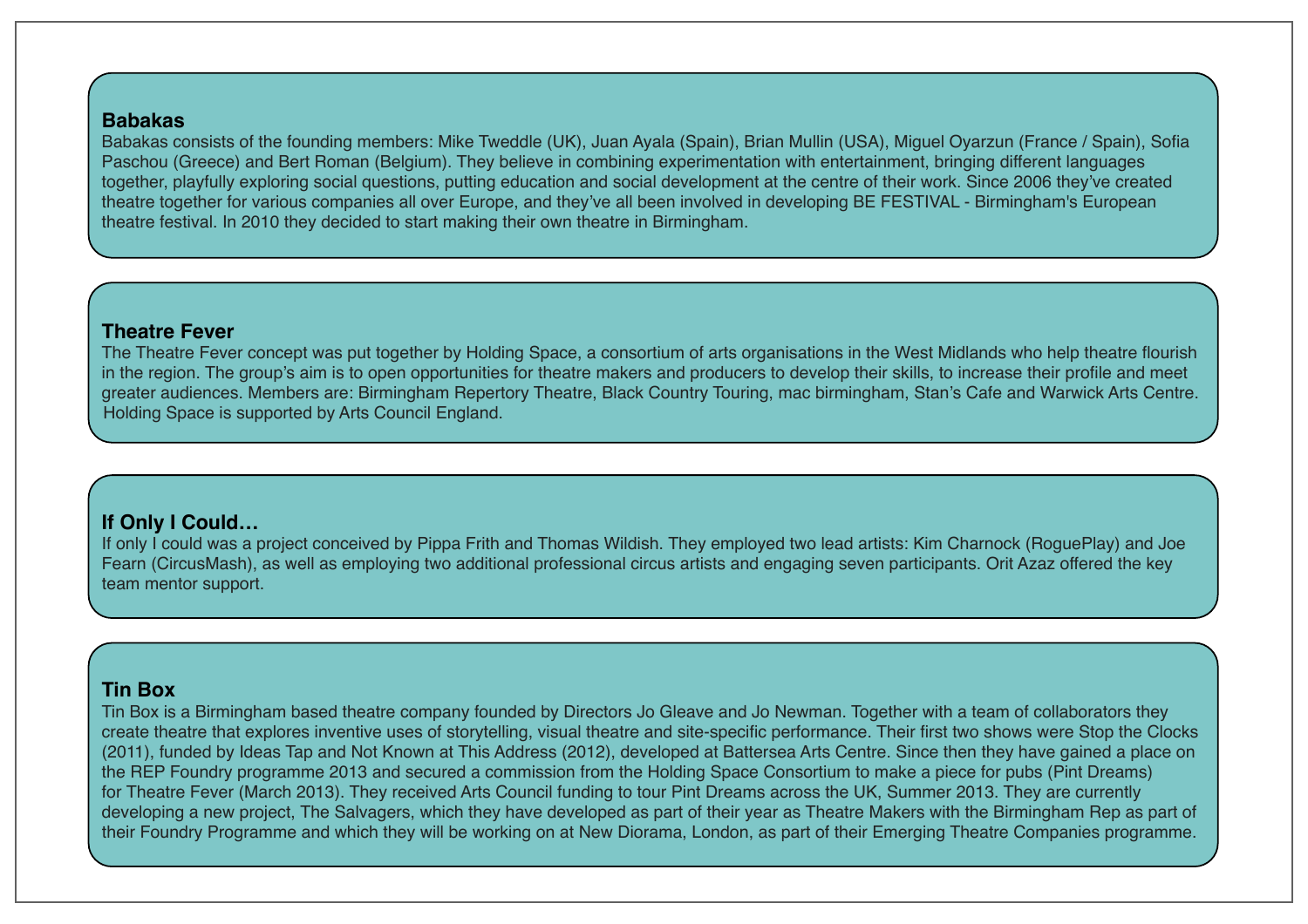## Babakas

Babakas consists of the founding members: Mike Tweddle (UK), Juan Ayala (Spain), Brian Mullin (USA), Miguel Oyarzun (France / Spain), Sofia Paschou (Greece) and Bert Roman (Belgium). They believe in combining experimentation with entertainment, bringing different languages together, playfully exploring social questions, putting education and social development at the centre of their work. Since 2006 they've created theatre together for various companies all over Europe, and they've all been involved in developing BE FESTIVAL - Birmingham's European theatre festival. In 2010 they decided to start making their own theatre in Birmingham.

## Theatre Fever

The Theatre Fever concept was put together by Holding Space, a consortium of arts organisations in the West Midlands who help theatre flourish in the region. The group's aim is to open opportunities for theatre makers and producers to develop their skills, to increase their profile and meet greater audiences. Members are: Birmingham Repertory Theatre, Black Country Touring, mac birmingham, Stan's Cafe and Warwick Arts Centre. Holding Space is supported by Arts Council England.

## If Only I Could…

If only I could was a project conceived by Pippa Frith and Thomas Wildish. They employed two lead artists: Kim Charnock (RoguePlay) and Joe Fearn (CircusMash), as well as employing two additional professional circus artists and engaging seven participants. Orit Azaz offered the key team mentor support.

## Tin Box

Tin Box is a Birmingham based theatre company founded by Directors Jo Gleave and Jo Newman. Together with a team of collaborators they create theatre that explores inventive uses of storytelling, visual theatre and site-specific performance. Their first two shows were Stop the Clocks (2011), funded by Ideas Tap and Not Known at This Address (2012), developed at Battersea Arts Centre. Since then they have gained a place on the REP Foundry programme 2013 and secured a commission from the Holding Space Consortium to make a piece for pubs (Pint Dreams) for Theatre Fever (March 2013). They received Arts Council funding to tour Pint Dreams across the UK, Summer 2013. They are currently developing a new project, The Salvagers, which they have developed as part of their year as Theatre Makers with the Birmingham Rep as part of their Foundry Programme and which they will be working on at New Diorama, London, as part of their Emerging Theatre Companies programme.